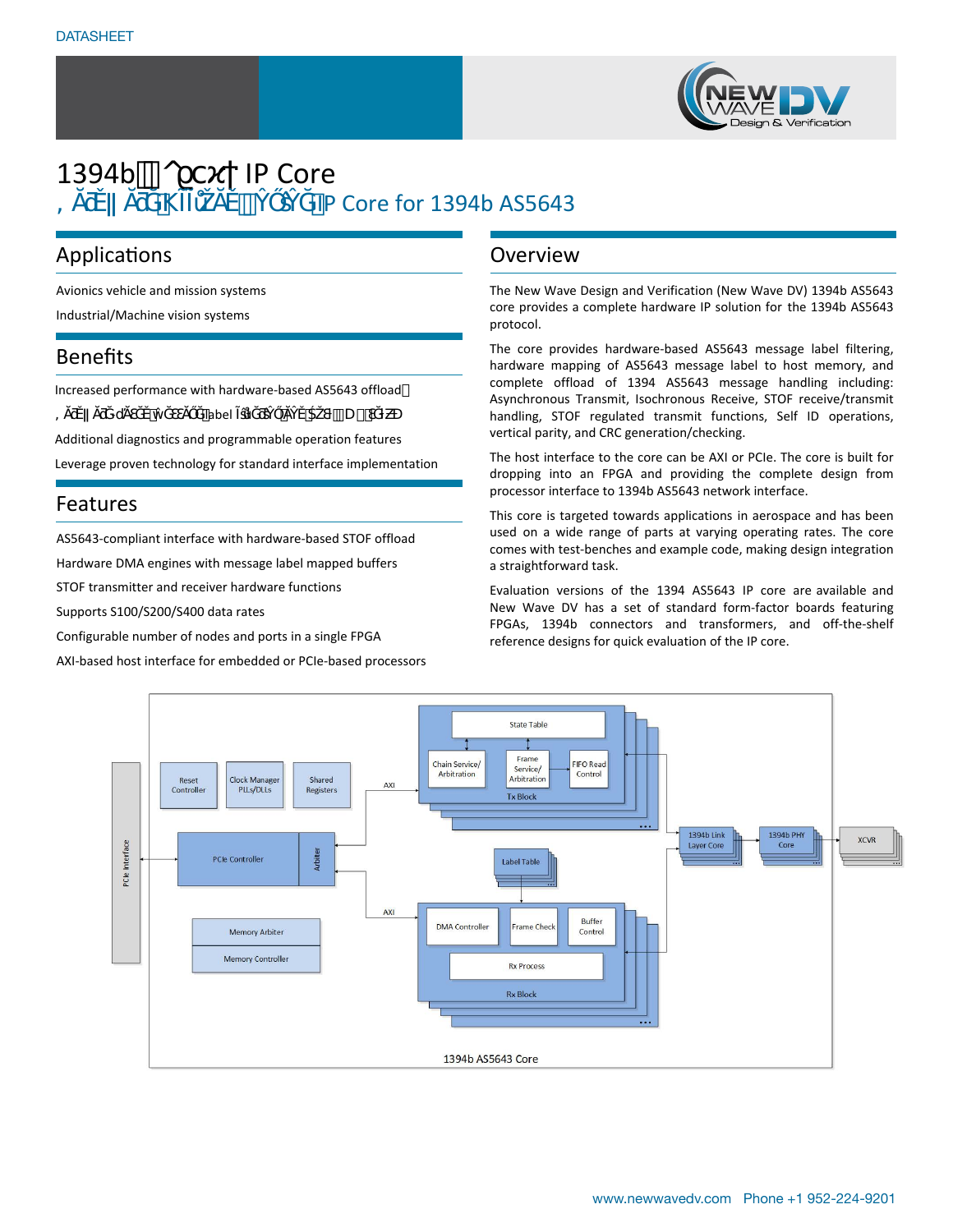DATASHEET

# 1394b ^ꝑcϰϯ IP Core

## , Ăƌ ĂĂƌĞK ĨŽ ĂĚ ŶŐĞŶĞ ͲIP Core for 1394b AS5643

## Applications

Avionics vehicle and mission systems

Industrial/Machine vision systems

## Benefits

Increased performance with hardware-based AS5643 offload

, Ăƌ ĂƌĞ ĚĂƚĂ ŵŽǀĞŵĞŶƚ label ĨŝůƚĞƌŝŶŐ ĂŶĚ D

Additional diagnostics and programmable operation features

Leverage proven technology for standard interface implementation

## Features

AS5643-compliant interface with hardware-based STOF offload

Hardware DMA engines with message label mapped buffers

STOF transmitter and receiver hardware functions

Supports S100/S200/S400 data rates

Configurable number of nodes and ports in a single FPGA

AXI-based host interface for embedded or PCIe-based processors

## Overview

The New Wave Design and Verification (New Wave DV) 1394b AS5643 core provides a complete hardware IP solution for the 1394b AS5643 protocol.

The core provides hardware-based AS5643 message label filtering, hardware mapping of AS5643 message label to host memory, and complete offload of 1394 AS5643 message handling including: Asynchronous Transmit, Isochronous Receive, STOF receive/transmit handling, STOF regulated transmit functions, Self ID operations, vertical parity, and CRC generation/checking.

The host interface to the core can be AXI or PCIe. The core is built for dropping into an FPGA and providing the complete design from processor interface to 1394b AS5643 network interface.

This core is targeted towards applications in aerospace and has been used on a wide range of parts at varying operating rates. The core comes with test-benches and example code, making design integration a straightforward task.

Evaluation versions of the 1394 AS5643 IP core are available and New Wave DV has a set of standard form-factor boards featuring FPGAs, 1394b connectors and transformers, and off-the-shelf reference designs for quick evaluation of the IP core.

PCIe Interface | Reset Controller | Clock Manager PLLs/DLLs | Shared Registers | PCIe Controller | Arbiter | Memory Arbiter | Memory Controller | AXI | State Table | Chain Service/Arbitration | Frame Service/Arbitration | FIFO Read Control | Tx Block | Label Table | DMA Controller | Frame Check | Buffer Control | Rx Process | Rx Block | 1394b Link Layer Core | 1394b PHY Core | XCVR

1394b AS5643 Core

www.newwavedv.com Phone +1 952-224-9201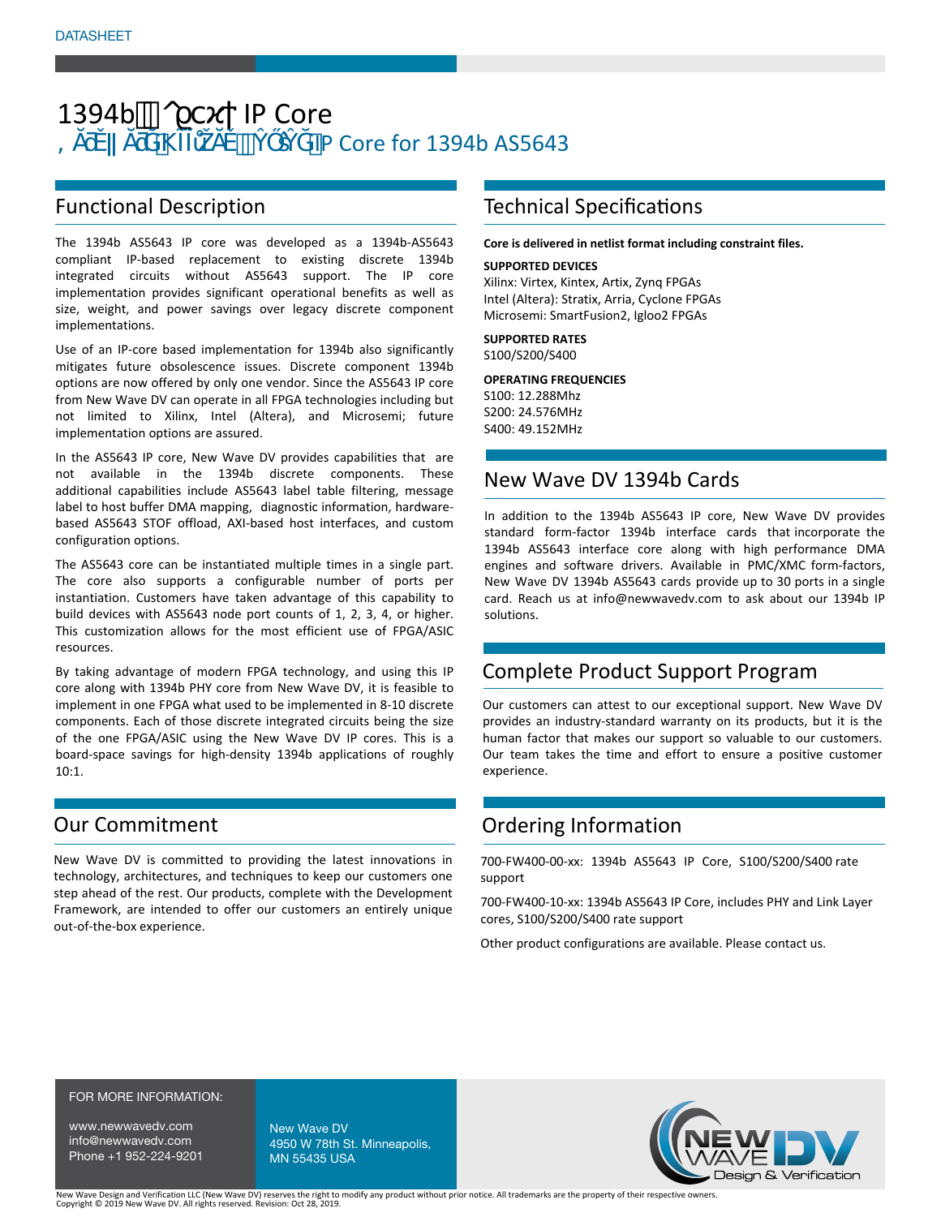DATASHEET

# 1394b ̂ȢȼȤ IP Core

## , ĂƌĚǁĂƌĞͲKĨĨůŽĂĚ ̂ǇƐƚĞŵ IP Core for 1394b AS5643

## Functional Description

The 1394b AS5643 IP core was developed as a 1394b-AS5643 compliant IP-based replacement to existing discrete 1394b integrated circuits without AS5643 support. The IP core implementation provides significant operational benefits as well as size, weight, and power savings over legacy discrete component implementations.

Use of an IP-core based implementation for 1394b also significantly mitigates future obsolescence issues. Discrete component 1394b options are now offered by only one vendor. Since the AS5643 IP core from New Wave DV can operate in all FPGA technologies including but not limited to Xilinx, Intel (Altera), and Microsemi; future implementation options are assured.

In the AS5643 IP core, New Wave DV provides capabilities that are not available in the 1394b discrete components. These additional capabilities include AS5643 label table filtering, message label to host buffer DMA mapping, diagnostic information, hardware-based AS5643 STOF offload, AXI-based host interfaces, and custom configuration options.

The AS5643 core can be instantiated multiple times in a single part. The core also supports a configurable number of ports per instantiation. Customers have taken advantage of this capability to build devices with AS5643 node port counts of 1, 2, 3, 4, or higher. This customization allows for the most efficient use of FPGA/ASIC resources.

By taking advantage of modern FPGA technology, and using this IP core along with 1394b PHY core from New Wave DV, it is feasible to implement in one FPGA what used to be implemented in 8-10 discrete components. Each of those discrete integrated circuits being the size of the one FPGA/ASIC using the New Wave DV IP cores. This is a board-space savings for high-density 1394b applications of roughly 10:1.

## Our Commitment

New Wave DV is committed to providing the latest innovations in technology, architectures, and techniques to keep our customers one step ahead of the rest. Our products, complete with the Development Framework, are intended to offer our customers an entirely unique out-of-the-box experience.

## Technical Specifications

**Core is delivered in netlist format including constraint files.**

**SUPPORTED DEVICES**
Xilinx: Virtex, Kintex, Artix, Zynq FPGAs
Intel (Altera): Stratix, Arria, Cyclone FPGAs
Microsemi: SmartFusion2, Igloo2 FPGAs

**SUPPORTED RATES**
S100/S200/S400

**OPERATING FREQUENCIES**
S100: 12.288Mhz
S200: 24.576MHz
S400: 49.152MHz

## New Wave DV 1394b Cards

In addition to the 1394b AS5643 IP core, New Wave DV provides standard form-factor 1394b interface cards that incorporate the 1394b AS5643 interface core along with high performance DMA engines and software drivers. Available in PMC/XMC form-factors, New Wave DV 1394b AS5643 cards provide up to 30 ports in a single card. Reach us at info@newwavedv.com to ask about our 1394b IP solutions.

## Complete Product Support Program

Our customers can attest to our exceptional support. New Wave DV provides an industry-standard warranty on its products, but it is the human factor that makes our support so valuable to our customers. Our team takes the time and effort to ensure a positive customer experience.

## Ordering Information

700-FW400-00-xx: 1394b AS5643 IP Core, S100/S200/S400 rate support

700-FW400-10-xx: 1394b AS5643 IP Core, includes PHY and Link Layer cores, S100/S200/S400 rate support

Other product configurations are available. Please contact us.

FOR MORE INFORMATION:

www.newwavedv.com
info@newwavedv.com
Phone +1 952-224-9201

New Wave DV
4950 W 78th St. Minneapolis,
MN 55435 USA

NEW WAVE DV Design & Verification

New Wave Design and Verification LLC (New Wave DV) reserves the right to modify any product without prior notice. All trademarks are the property of their respective owners.
Copyright © 2019 New Wave DV. All rights reserved. Revision: Oct 28, 2019.